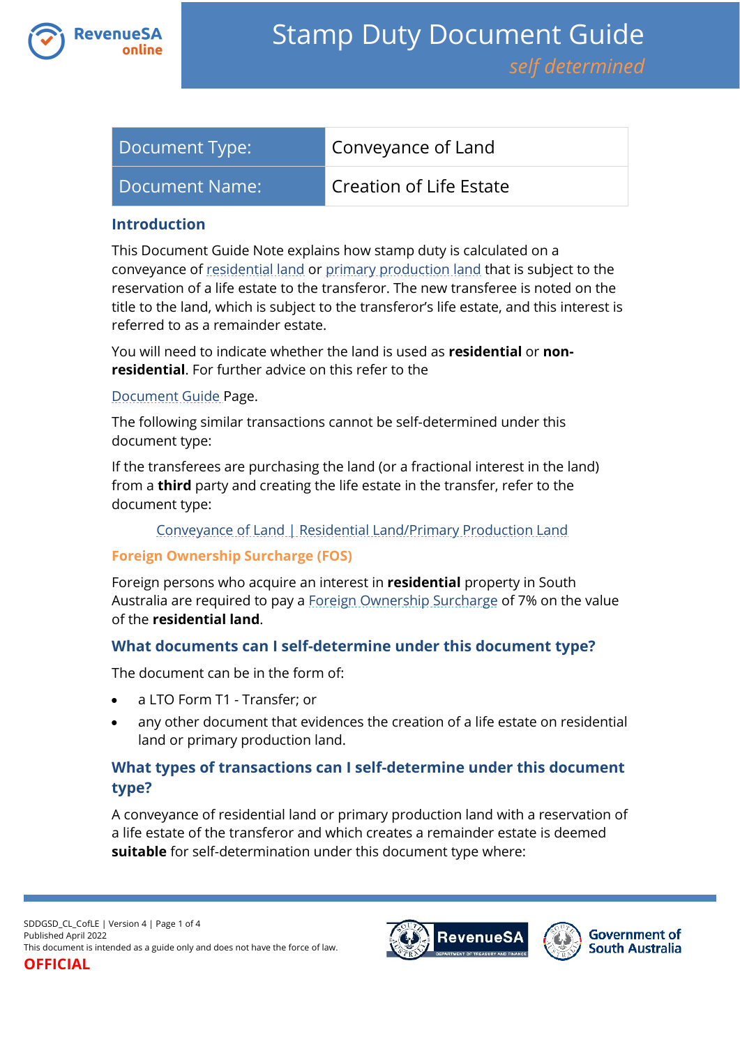# Stamp Duty Document Guide

*self determined*

| Document Type: | Conveyance of Land |
| --- | --- |
| Document Name: | Creation of Life Estate |

## Introduction

This Document Guide Note explains how stamp duty is calculated on a conveyance of residential land or primary production land that is subject to the reservation of a life estate to the transferor. The new transferee is noted on the title to the land, which is subject to the transferor's life estate, and this interest is referred to as a remainder estate.

You will need to indicate whether the land is used as **residential** or **non-residential**. For further advice on this refer to the

Document Guide Page.

The following similar transactions cannot be self-determined under this document type:

If the transferees are purchasing the land (or a fractional interest in the land) from a **third** party and creating the life estate in the transfer, refer to the document type:

Conveyance of Land | Residential Land/Primary Production Land

## Foreign Ownership Surcharge (FOS)

Foreign persons who acquire an interest in **residential** property in South Australia are required to pay a Foreign Ownership Surcharge of 7% on the value of the **residential land**.

## What documents can I self-determine under this document type?

The document can be in the form of:

- a LTO Form T1 - Transfer; or
- any other document that evidences the creation of a life estate on residential land or primary production land.

## What types of transactions can I self-determine under this document type?

A conveyance of residential land or primary production land with a reservation of a life estate of the transferor and which creates a remainder estate is deemed **suitable** for self-determination under this document type where: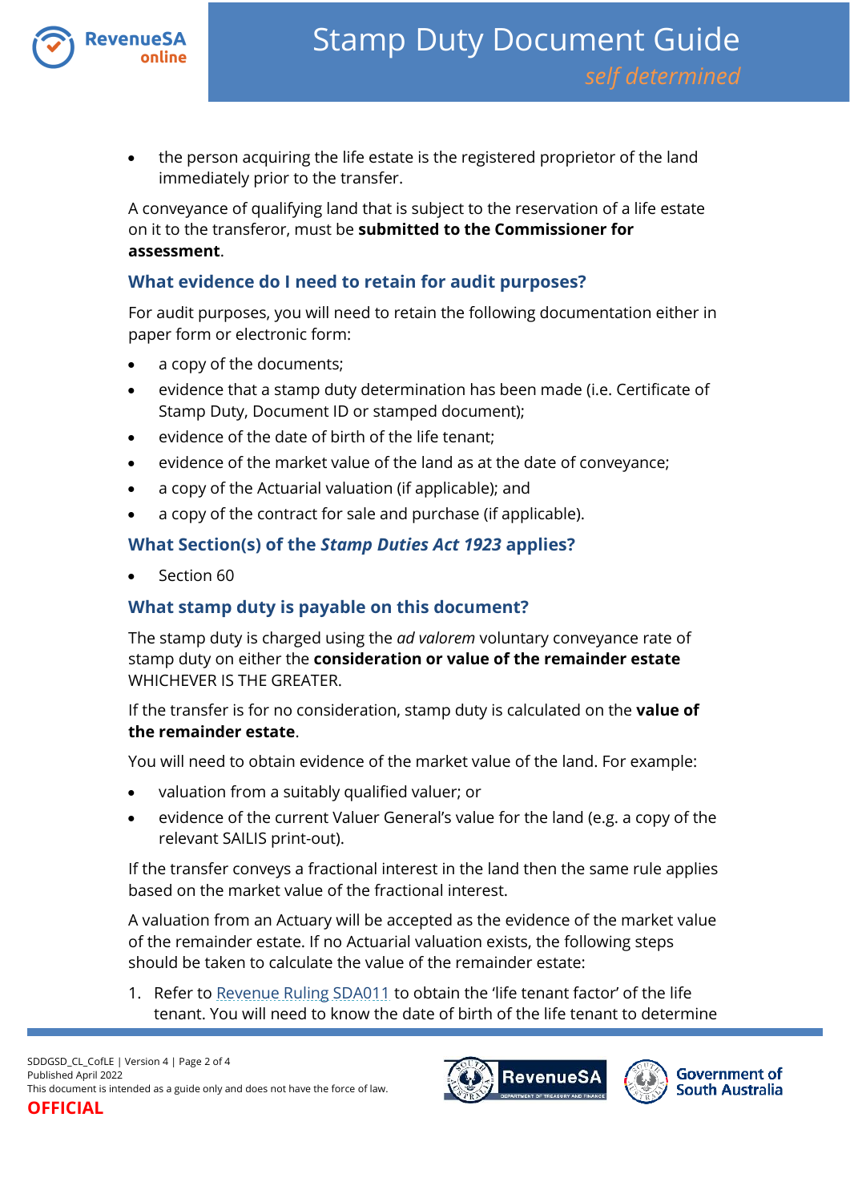- the person acquiring the life estate is the registered proprietor of the land immediately prior to the transfer.

A conveyance of qualifying land that is subject to the reservation of a life estate on it to the transferor, must be **submitted to the Commissioner for assessment**.

## What evidence do I need to retain for audit purposes?

For audit purposes, you will need to retain the following documentation either in paper form or electronic form:

- a copy of the documents;
- evidence that a stamp duty determination has been made (i.e. Certificate of Stamp Duty, Document ID or stamped document);
- evidence of the date of birth of the life tenant;
- evidence of the market value of the land as at the date of conveyance;
- a copy of the Actuarial valuation (if applicable); and
- a copy of the contract for sale and purchase (if applicable).

## What Section(s) of the *Stamp Duties Act 1923* applies?

- Section 60

## What stamp duty is payable on this document?

The stamp duty is charged using the *ad valorem* voluntary conveyance rate of stamp duty on either the **consideration or value of the remainder estate** WHICHEVER IS THE GREATER.

If the transfer is for no consideration, stamp duty is calculated on the **value of the remainder estate**.

You will need to obtain evidence of the market value of the land. For example:

- valuation from a suitably qualified valuer; or
- evidence of the current Valuer General's value for the land (e.g. a copy of the relevant SAILIS print-out).

If the transfer conveys a fractional interest in the land then the same rule applies based on the market value of the fractional interest.

A valuation from an Actuary will be accepted as the evidence of the market value of the remainder estate. If no Actuarial valuation exists, the following steps should be taken to calculate the value of the remainder estate:

1. Refer to Revenue Ruling SDA011 to obtain the 'life tenant factor' of the life tenant. You will need to know the date of birth of the life tenant to determine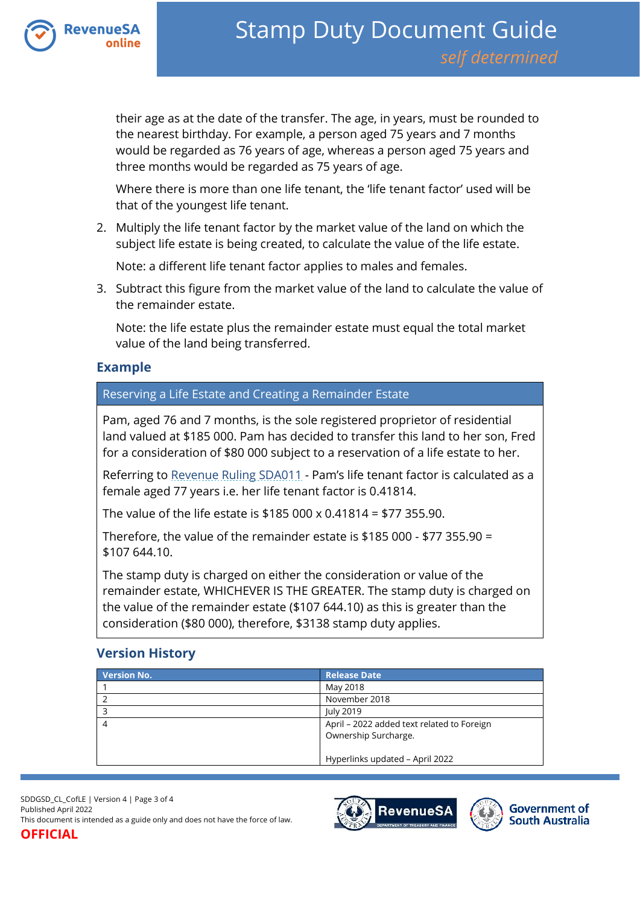their age as at the date of the transfer. The age, in years, must be rounded to the nearest birthday. For example, a person aged 75 years and 7 months would be regarded as 76 years of age, whereas a person aged 75 years and three months would be regarded as 75 years of age.

Where there is more than one life tenant, the 'life tenant factor' used will be that of the youngest life tenant.

2. Multiply the life tenant factor by the market value of the land on which the subject life estate is being created, to calculate the value of the life estate.

   Note: a different life tenant factor applies to males and females.

3. Subtract this figure from the market value of the land to calculate the value of the remainder estate.

   Note: the life estate plus the remainder estate must equal the total market value of the land being transferred.

## Example

| Reserving a Life Estate and Creating a Remainder Estate |
|---|
| Pam, aged 76 and 7 months, is the sole registered proprietor of residential land valued at $185 000. Pam has decided to transfer this land to her son, Fred for a consideration of $80 000 subject to a reservation of a life estate to her.<br><br>Referring to Revenue Ruling SDA011 - Pam's life tenant factor is calculated as a female aged 77 years i.e. her life tenant factor is 0.41814.<br><br>The value of the life estate is $185 000 x 0.41814 = $77 355.90.<br><br>Therefore, the value of the remainder estate is $185 000 - $77 355.90 = $107 644.10.<br><br>The stamp duty is charged on either the consideration or value of the remainder estate, WHICHEVER IS THE GREATER. The stamp duty is charged on the value of the remainder estate ($107 644.10) as this is greater than the consideration ($80 000), therefore, $3138 stamp duty applies. |

## Version History

| Version No. | Release Date |
|---|---|
| 1 | May 2018 |
| 2 | November 2018 |
| 3 | July 2019 |
| 4 | April – 2022 added text related to Foreign Ownership Surcharge.<br><br>Hyperlinks updated – April 2022 |

SDDGSD_CL_CofLE | Version 4
Published April 2022
This document is intended as a guide only and does not have the force of law.
**OFFICIAL**